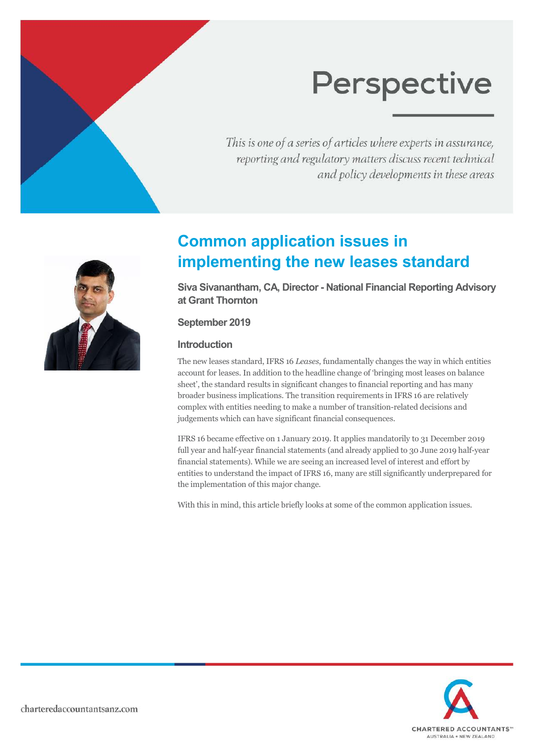# Perspective

*This is one of a series of articles where experts in assurance, reporting and regulatory matters discuss recent technical and policy developments in these areas*

## Common application issues in implementing the new leases standard

**Siva Sivanantham, CA, Director - National Financial Reporting Advisory at Grant Thornton**

**September 2019**

### Introduction

The new leases standard, IFRS 16 *Leases*, fundamentally changes the way in which entities account for leases. In addition to the headline change of 'bringing most leases on balance sheet', the standard results in significant changes to financial reporting and has many broader business implications. The transition requirements in IFRS 16 are relatively complex with entities needing to make a number of transition-related decisions and judgements which can have significant financial consequences.

IFRS 16 became effective on 1 January 2019. It applies mandatorily to 31 December 2019 full year and half-year financial statements (and already applied to 30 June 2019 half-year financial statements). While we are seeing an increased level of interest and effort by entities to understand the impact of IFRS 16, many are still significantly underprepared for the implementation of this major change.

With this in mind, this article briefly looks at some of the common application issues.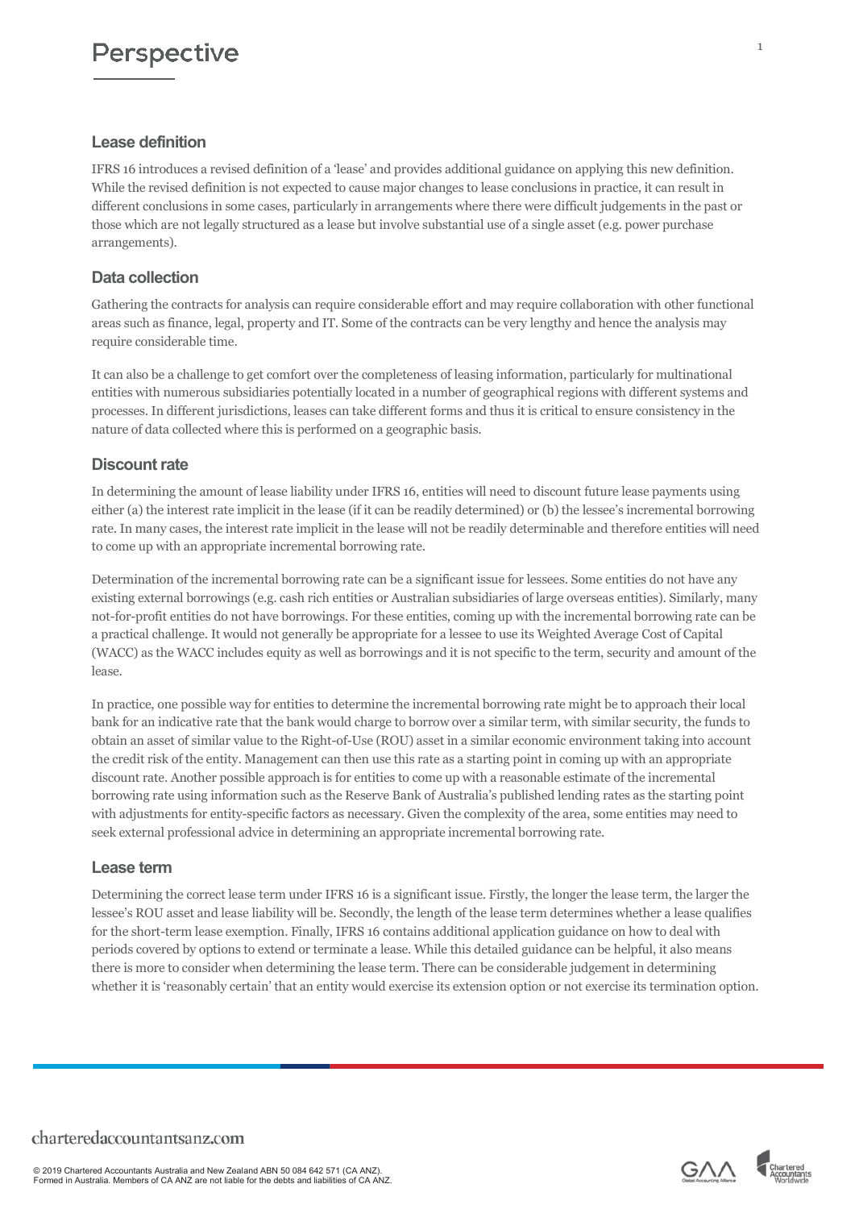## Lease definition

IFRS 16 introduces a revised definition of a 'lease' and provides additional guidance on applying this new definition. While the revised definition is not expected to cause major changes to lease conclusions in practice, it can result in different conclusions in some cases, particularly in arrangements where there were difficult judgements in the past or those which are not legally structured as a lease but involve substantial use of a single asset (e.g. power purchase arrangements).

## Data collection

Gathering the contracts for analysis can require considerable effort and may require collaboration with other functional areas such as finance, legal, property and IT. Some of the contracts can be very lengthy and hence the analysis may require considerable time.

It can also be a challenge to get comfort over the completeness of leasing information, particularly for multinational entities with numerous subsidiaries potentially located in a number of geographical regions with different systems and processes. In different jurisdictions, leases can take different forms and thus it is critical to ensure consistency in the nature of data collected where this is performed on a geographic basis.

## Discount rate

In determining the amount of lease liability under IFRS 16, entities will need to discount future lease payments using either (a) the interest rate implicit in the lease (if it can be readily determined) or (b) the lessee's incremental borrowing rate. In many cases, the interest rate implicit in the lease will not be readily determinable and therefore entities will need to come up with an appropriate incremental borrowing rate.

Determination of the incremental borrowing rate can be a significant issue for lessees. Some entities do not have any existing external borrowings (e.g. cash rich entities or Australian subsidiaries of large overseas entities). Similarly, many not-for-profit entities do not have borrowings. For these entities, coming up with the incremental borrowing rate can be a practical challenge. It would not generally be appropriate for a lessee to use its Weighted Average Cost of Capital (WACC) as the WACC includes equity as well as borrowings and it is not specific to the term, security and amount of the lease.

In practice, one possible way for entities to determine the incremental borrowing rate might be to approach their local bank for an indicative rate that the bank would charge to borrow over a similar term, with similar security, the funds to obtain an asset of similar value to the Right-of-Use (ROU) asset in a similar economic environment taking into account the credit risk of the entity. Management can then use this rate as a starting point in coming up with an appropriate discount rate. Another possible approach is for entities to come up with a reasonable estimate of the incremental borrowing rate using information such as the Reserve Bank of Australia's published lending rates as the starting point with adjustments for entity-specific factors as necessary. Given the complexity of the area, some entities may need to seek external professional advice in determining an appropriate incremental borrowing rate.

## Lease term

Determining the correct lease term under IFRS 16 is a significant issue. Firstly, the longer the lease term, the larger the lessee's ROU asset and lease liability will be. Secondly, the length of the lease term determines whether a lease qualifies for the short-term lease exemption. Finally, IFRS 16 contains additional application guidance on how to deal with periods covered by options to extend or terminate a lease. While this detailed guidance can be helpful, it also means there is more to consider when determining the lease term. There can be considerable judgement in determining whether it is 'reasonably certain' that an entity would exercise its extension option or not exercise its termination option.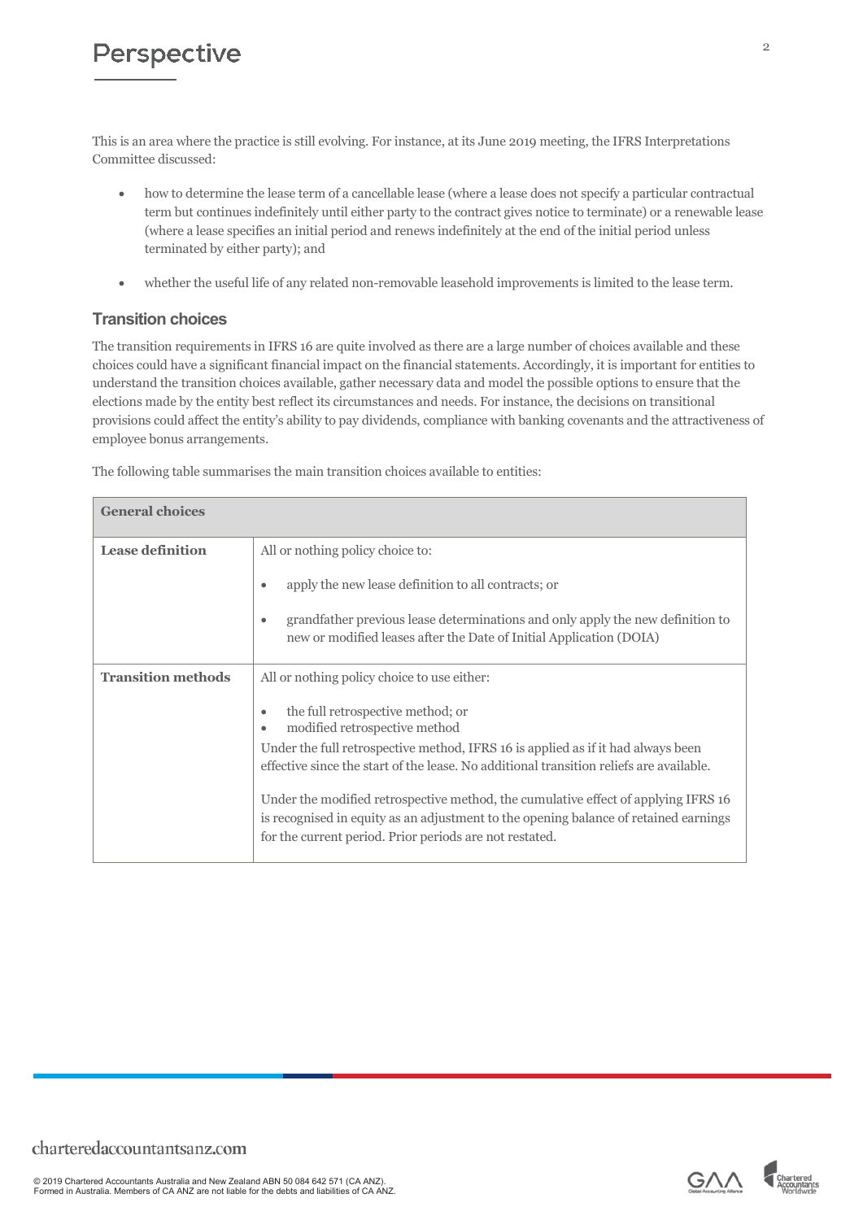This is an area where the practice is still evolving. For instance, at its June 2019 meeting, the IFRS Interpretations Committee discussed:

- how to determine the lease term of a cancellable lease (where a lease does not specify a particular contractual term but continues indefinitely until either party to the contract gives notice to terminate) or a renewable lease (where a lease specifies an initial period and renews indefinitely at the end of the initial period unless terminated by either party); and
- whether the useful life of any related non-removable leasehold improvements is limited to the lease term.

### Transition choices

The transition requirements in IFRS 16 are quite involved as there are a large number of choices available and these choices could have a significant financial impact on the financial statements. Accordingly, it is important for entities to understand the transition choices available, gather necessary data and model the possible options to ensure that the elections made by the entity best reflect its circumstances and needs. For instance, the decisions on transitional provisions could affect the entity's ability to pay dividends, compliance with banking covenants and the attractiveness of employee bonus arrangements.

The following table summarises the main transition choices available to entities:

| **General choices** | |
|---|---|
| **Lease definition** | All or nothing policy choice to:<br>• apply the new lease definition to all contracts; or<br>• grandfather previous lease determinations and only apply the new definition to new or modified leases after the Date of Initial Application (DOIA) |
| **Transition methods** | All or nothing policy choice to use either:<br>• the full retrospective method; or<br>• modified retrospective method<br>Under the full retrospective method, IFRS 16 is applied as if it had always been effective since the start of the lease. No additional transition reliefs are available.<br><br>Under the modified retrospective method, the cumulative effect of applying IFRS 16 is recognised in equity as an adjustment to the opening balance of retained earnings for the current period. Prior periods are not restated. |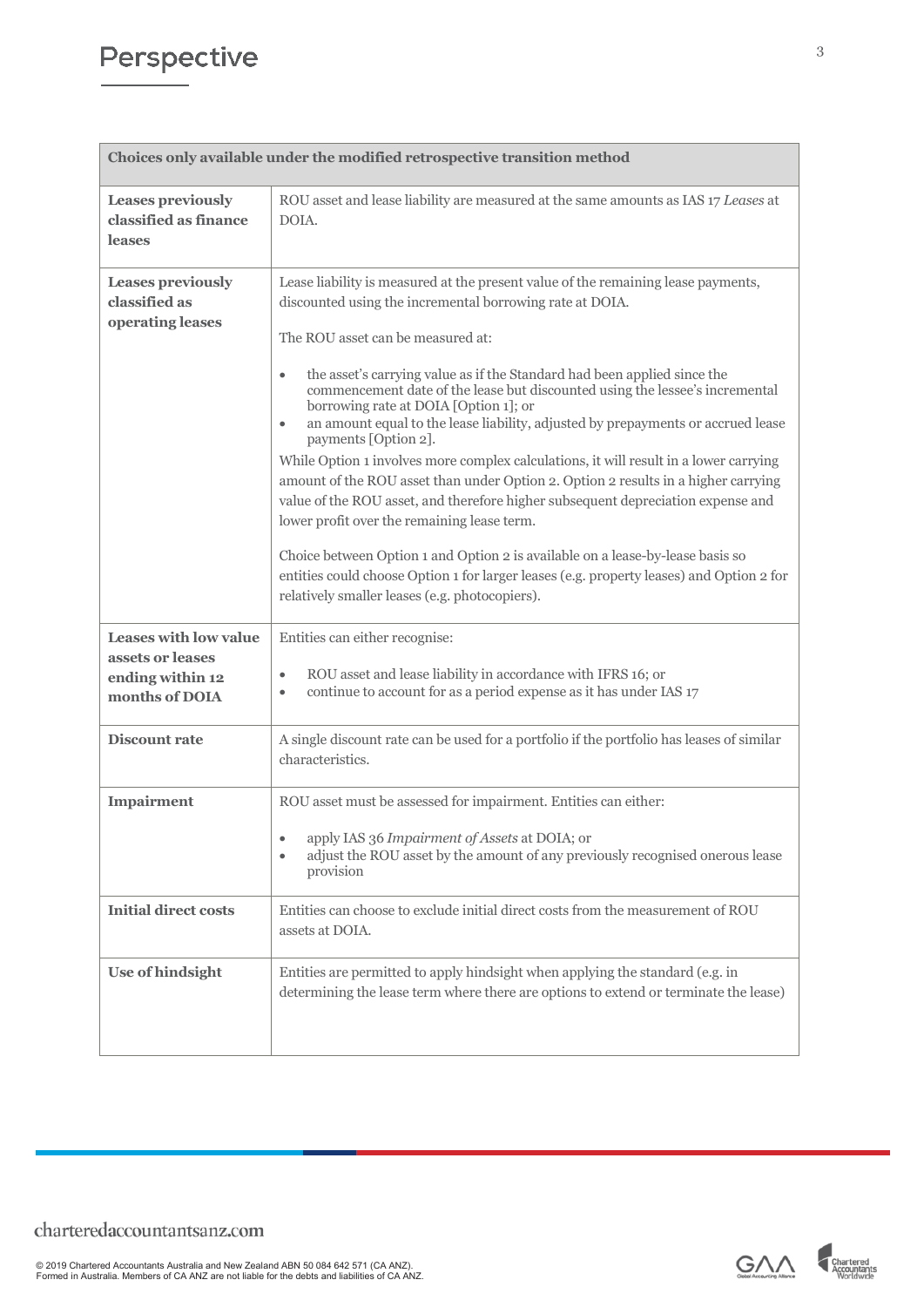| Choices only available under the modified retrospective transition method | |
|---|---|
| **Leases previously classified as finance leases** | ROU asset and lease liability are measured at the same amounts as IAS 17 *Leases* at DOIA. |
| **Leases previously classified as operating leases** | Lease liability is measured at the present value of the remaining lease payments, discounted using the incremental borrowing rate at DOIA.<br><br>The ROU asset can be measured at:<br><br>• the asset's carrying value as if the Standard had been applied since the commencement date of the lease but discounted using the lessee's incremental borrowing rate at DOIA [Option 1]; or<br>• an amount equal to the lease liability, adjusted by prepayments or accrued lease payments [Option 2].<br><br>While Option 1 involves more complex calculations, it will result in a lower carrying amount of the ROU asset than under Option 2. Option 2 results in a higher carrying value of the ROU asset, and therefore higher subsequent depreciation expense and lower profit over the remaining lease term.<br><br>Choice between Option 1 and Option 2 is available on a lease-by-lease basis so entities could choose Option 1 for larger leases (e.g. property leases) and Option 2 for relatively smaller leases (e.g. photocopiers). |
| **Leases with low value assets or leases ending within 12 months of DOIA** | Entities can either recognise:<br><br>• ROU asset and lease liability in accordance with IFRS 16; or<br>• continue to account for as a period expense as it has under IAS 17 |
| **Discount rate** | A single discount rate can be used for a portfolio if the portfolio has leases of similar characteristics. |
| **Impairment** | ROU asset must be assessed for impairment. Entities can either:<br><br>• apply IAS 36 *Impairment of Assets* at DOIA; or<br>• adjust the ROU asset by the amount of any previously recognised onerous lease provision |
| **Initial direct costs** | Entities can choose to exclude initial direct costs from the measurement of ROU assets at DOIA. |
| **Use of hindsight** | Entities are permitted to apply hindsight when applying the standard (e.g. in determining the lease term where there are options to extend or terminate the lease) |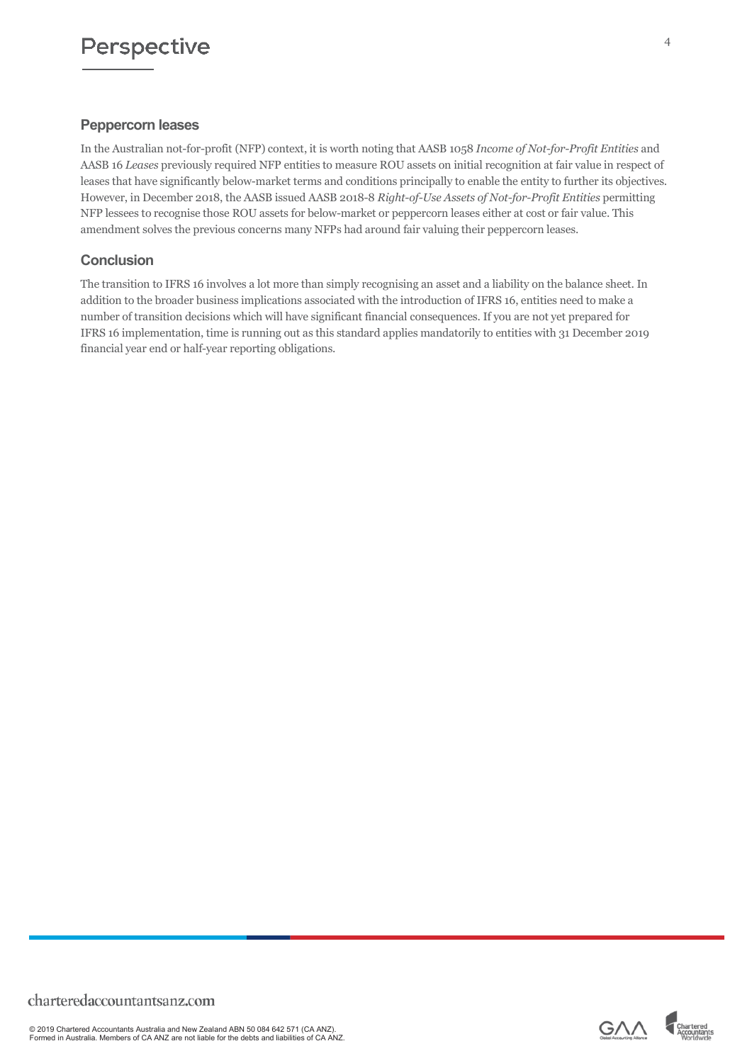## Peppercorn leases

In the Australian not-for-profit (NFP) context, it is worth noting that AASB 1058 *Income of Not-for-Profit Entities* and AASB 16 *Leases* previously required NFP entities to measure ROU assets on initial recognition at fair value in respect of leases that have significantly below-market terms and conditions principally to enable the entity to further its objectives. However, in December 2018, the AASB issued AASB 2018-8 *Right-of-Use Assets of Not-for-Profit Entities* permitting NFP lessees to recognise those ROU assets for below-market or peppercorn leases either at cost or fair value. This amendment solves the previous concerns many NFPs had around fair valuing their peppercorn leases.

## Conclusion

The transition to IFRS 16 involves a lot more than simply recognising an asset and a liability on the balance sheet. In addition to the broader business implications associated with the introduction of IFRS 16, entities need to make a number of transition decisions which will have significant financial consequences. If you are not yet prepared for IFRS 16 implementation, time is running out as this standard applies mandatorily to entities with 31 December 2019 financial year end or half-year reporting obligations.

charteredaccountantsanz.com

© 2019 Chartered Accountants Australia and New Zealand ABN 50 084 642 571 (CA ANZ).
Formed in Australia. Members of CA ANZ are not liable for the debts and liabilities of CA ANZ.